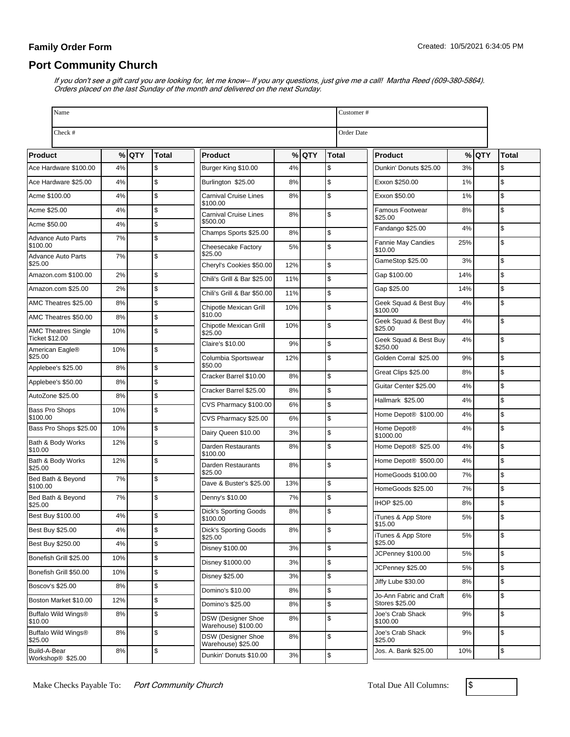**Family Order Form**

Created: 10/5/2021 6:34:05 PM

## Port Community Church

*If you don't see a gift card you are looking for, let me know-- If you any questions, just give me a call! Martha Reed (609-380-5864). Orders placed on the last Sunday of the month and delivered on the next Sunday.*

| Name | Customer # |
|---|---|
| Check # | Order Date |

| Product | % | QTY | Total |
|---|---|---|---|
| Ace Hardware $100.00 | 4% | | $ |
| Ace Hardware $25.00 | 4% | | $ |
| Acme $100.00 | 4% | | $ |
| Acme $25.00 | 4% | | $ |
| Acme $50.00 | 4% | | $ |
| Advance Auto Parts $100.00 | 7% | | $ |
| Advance Auto Parts $25.00 | 7% | | $ |
| Amazon.com $100.00 | 2% | | $ |
| Amazon.com $25.00 | 2% | | $ |
| AMC Theatres $25.00 | 8% | | $ |
| AMC Theatres $50.00 | 8% | | $ |
| AMC Theatres Single Ticket $12.00 | 10% | | $ |
| American Eagle® $25.00 | 10% | | $ |
| Applebee's $25.00 | 8% | | $ |
| Applebee's $50.00 | 8% | | $ |
| AutoZone $25.00 | 8% | | $ |
| Bass Pro Shops $100.00 | 10% | | $ |
| Bass Pro Shops $25.00 | 10% | | $ |
| Bath & Body Works $10.00 | 12% | | $ |
| Bath & Body Works $25.00 | 12% | | $ |
| Bed Bath & Beyond $100.00 | 7% | | $ |
| Bed Bath & Beyond $25.00 | 7% | | $ |
| Best Buy $100.00 | 4% | | $ |
| Best Buy $25.00 | 4% | | $ |
| Best Buy $250.00 | 4% | | $ |
| Bonefish Grill $25.00 | 10% | | $ |
| Bonefish Grill $50.00 | 10% | | $ |
| Boscov's $25.00 | 8% | | $ |
| Boston Market $10.00 | 12% | | $ |
| Buffalo Wild Wings® $10.00 | 8% | | $ |
| Buffalo Wild Wings® $25.00 | 8% | | $ |
| Build-A-Bear Workshop® $25.00 | 8% | | $ |
| Burger King $10.00 | 4% | | $ |
| Burlington $25.00 | 8% | | $ |
| Carnival Cruise Lines $100.00 | 8% | | $ |
| Carnival Cruise Lines $500.00 | 8% | | $ |
| Champs Sports $25.00 | 8% | | $ |
| Cheesecake Factory $25.00 | 5% | | $ |
| Cheryl's Cookies $50.00 | 12% | | $ |
| Chili's Grill & Bar $25.00 | 11% | | $ |
| Chili's Grill & Bar $50.00 | 11% | | $ |
| Chipotle Mexican Grill $10.00 | 10% | | $ |
| Chipotle Mexican Grill $25.00 | 10% | | $ |
| Claire's $10.00 | 9% | | $ |
| Columbia Sportswear $50.00 | 12% | | $ |
| Cracker Barrel $10.00 | 8% | | $ |
| Cracker Barrel $25.00 | 8% | | $ |
| CVS Pharmacy $100.00 | 6% | | $ |
| CVS Pharmacy $25.00 | 6% | | $ |
| Dairy Queen $10.00 | 3% | | $ |
| Darden Restaurants $100.00 | 8% | | $ |
| Darden Restaurants $25.00 | 8% | | $ |
| Dave & Buster's $25.00 | 13% | | $ |
| Denny's $10.00 | 7% | | $ |
| Dick's Sporting Goods $100.00 | 8% | | $ |
| Dick's Sporting Goods $25.00 | 8% | | $ |
| Disney $100.00 | 3% | | $ |
| Disney $1000.00 | 3% | | $ |
| Disney $25.00 | 3% | | $ |
| Domino's $10.00 | 8% | | $ |
| Domino's $25.00 | 8% | | $ |
| DSW (Designer Shoe Warehouse) $100.00 | 8% | | $ |
| DSW (Designer Shoe Warehouse) $25.00 | 8% | | $ |
| Dunkin' Donuts $10.00 | 3% | | $ |
| Dunkin' Donuts $25.00 | 3% | | $ |
| Exxon $250.00 | 1% | | $ |
| Exxon $50.00 | 1% | | $ |
| Famous Footwear $25.00 | 8% | | $ |
| Fandango $25.00 | 4% | | $ |
| Fannie May Candies $10.00 | 25% | | $ |
| GameStop $25.00 | 3% | | $ |
| Gap $100.00 | 14% | | $ |
| Gap $25.00 | 14% | | $ |
| Geek Squad & Best Buy $100.00 | 4% | | $ |
| Geek Squad & Best Buy $25.00 | 4% | | $ |
| Geek Squad & Best Buy $250.00 | 4% | | $ |
| Golden Corral $25.00 | 9% | | $ |
| Great Clips $25.00 | 8% | | $ |
| Guitar Center $25.00 | 4% | | $ |
| Hallmark $25.00 | 4% | | $ |
| Home Depot® $100.00 | 4% | | $ |
| Home Depot® $1000.00 | 4% | | $ |
| Home Depot® $25.00 | 4% | | $ |
| Home Depot® $500.00 | 4% | | $ |
| HomeGoods $100.00 | 7% | | $ |
| HomeGoods $25.00 | 7% | | $ |
| IHOP $25.00 | 8% | | $ |
| iTunes & App Store $15.00 | 5% | | $ |
| iTunes & App Store $25.00 | 5% | | $ |
| JCPenney $100.00 | 5% | | $ |
| JCPenney $25.00 | 5% | | $ |
| Jiffy Lube $30.00 | 8% | | $ |
| Jo-Ann Fabric and Craft Stores $25.00 | 6% | | $ |
| Joe's Crab Shack $100.00 | 9% | | $ |
| Joe's Crab Shack $25.00 | 9% | | $ |
| Jos. A. Bank $25.00 | 10% | | $ |

Make Checks Payable To: *Port Community Church*

Total Due All Columns: $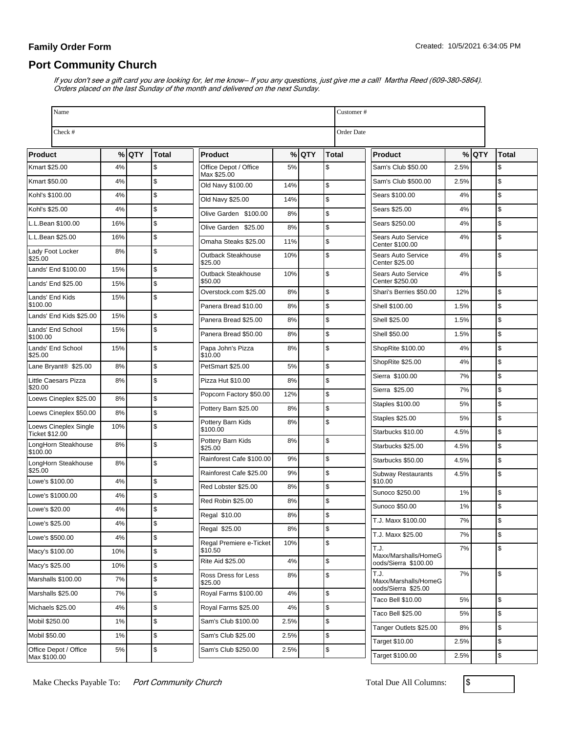**Family Order Form**

Created: 10/5/2021 6:34:05 PM

## Port Community Church

*If you don't see a gift card you are looking for, let me know-- If you any questions, just give me a call! Martha Reed (609-380-5864). Orders placed on the last Sunday of the month and delivered on the next Sunday.*

| Name | | Customer # | |
|---|---|---|---|
| Check # | | Order Date | |

| Product | % | QTY | Total |
|---|---|---|---|
| Kmart $25.00 | 4% | | $ |
| Kmart $50.00 | 4% | | $ |
| Kohl's $100.00 | 4% | | $ |
| Kohl's $25.00 | 4% | | $ |
| L.L.Bean $100.00 | 16% | | $ |
| L.L.Bean $25.00 | 16% | | $ |
| Lady Foot Locker $25.00 | 8% | | $ |
| Lands' End $100.00 | 15% | | $ |
| Lands' End $25.00 | 15% | | $ |
| Lands' End Kids $100.00 | 15% | | $ |
| Lands' End Kids $25.00 | 15% | | $ |
| Lands' End School $100.00 | 15% | | $ |
| Lands' End School $25.00 | 15% | | $ |
| Lane Bryant® $25.00 | 8% | | $ |
| Little Caesars Pizza $20.00 | 8% | | $ |
| Loews Cineplex $25.00 | 8% | | $ |
| Loews Cineplex $50.00 | 8% | | $ |
| Loews Cineplex Single Ticket $12.00 | 10% | | $ |
| LongHorn Steakhouse $100.00 | 8% | | $ |
| LongHorn Steakhouse $25.00 | 8% | | $ |
| Lowe's $100.00 | 4% | | $ |
| Lowe's $1000.00 | 4% | | $ |
| Lowe's $20.00 | 4% | | $ |
| Lowe's $25.00 | 4% | | $ |
| Lowe's $500.00 | 4% | | $ |
| Macy's $100.00 | 10% | | $ |
| Macy's $25.00 | 10% | | $ |
| Marshalls $100.00 | 7% | | $ |
| Marshalls $25.00 | 7% | | $ |
| Michaels $25.00 | 4% | | $ |
| Mobil $250.00 | 1% | | $ |
| Mobil $50.00 | 1% | | $ |
| Office Depot / Office Max $100.00 | 5% | | $ |
| Office Depot / Office Max $25.00 | 5% | | $ |
| Old Navy $100.00 | 14% | | $ |
| Old Navy $25.00 | 14% | | $ |
| Olive Garden $100.00 | 8% | | $ |
| Olive Garden $25.00 | 8% | | $ |
| Omaha Steaks $25.00 | 11% | | $ |
| Outback Steakhouse $25.00 | 10% | | $ |
| Outback Steakhouse $50.00 | 10% | | $ |
| Overstock.com $25.00 | 8% | | $ |
| Panera Bread $10.00 | 8% | | $ |
| Panera Bread $25.00 | 8% | | $ |
| Panera Bread $50.00 | 8% | | $ |
| Papa John's Pizza $10.00 | 8% | | $ |
| PetSmart $25.00 | 5% | | $ |
| Pizza Hut $10.00 | 8% | | $ |
| Popcorn Factory $50.00 | 12% | | $ |
| Pottery Barn $25.00 | 8% | | $ |
| Pottery Barn Kids $100.00 | 8% | | $ |
| Pottery Barn Kids $25.00 | 8% | | $ |
| Rainforest Cafe $100.00 | 9% | | $ |
| Rainforest Cafe $25.00 | 9% | | $ |
| Red Lobster $25.00 | 8% | | $ |
| Red Robin $25.00 | 8% | | $ |
| Regal $10.00 | 8% | | $ |
| Regal $25.00 | 8% | | $ |
| Regal Premiere e-Ticket $10.50 | 10% | | $ |
| Rite Aid $25.00 | 4% | | $ |
| Ross Dress for Less $25.00 | 8% | | $ |
| Royal Farms $100.00 | 4% | | $ |
| Royal Farms $25.00 | 4% | | $ |
| Sam's Club $100.00 | 2.5% | | $ |
| Sam's Club $25.00 | 2.5% | | $ |
| Sam's Club $250.00 | 2.5% | | $ |
| Sam's Club $50.00 | 2.5% | | $ |
| Sam's Club $500.00 | 2.5% | | $ |
| Sears $100.00 | 4% | | $ |
| Sears $25.00 | 4% | | $ |
| Sears $250.00 | 4% | | $ |
| Sears Auto Service Center $100.00 | 4% | | $ |
| Sears Auto Service Center $25.00 | 4% | | $ |
| Sears Auto Service Center $250.00 | 4% | | $ |
| Shari's Berries $50.00 | 12% | | $ |
| Shell $100.00 | 1.5% | | $ |
| Shell $25.00 | 1.5% | | $ |
| Shell $50.00 | 1.5% | | $ |
| ShopRite $100.00 | 4% | | $ |
| ShopRite $25.00 | 4% | | $ |
| Sierra $100.00 | 7% | | $ |
| Sierra $25.00 | 7% | | $ |
| Staples $100.00 | 5% | | $ |
| Staples $25.00 | 5% | | $ |
| Starbucks $10.00 | 4.5% | | $ |
| Starbucks $25.00 | 4.5% | | $ |
| Starbucks $50.00 | 4.5% | | $ |
| Subway Restaurants $10.00 | 4.5% | | $ |
| Sunoco $250.00 | 1% | | $ |
| Sunoco $50.00 | 1% | | $ |
| T.J. Maxx $100.00 | 7% | | $ |
| T.J. Maxx $25.00 | 7% | | $ |
| T.J. Maxx/Marshalls/HomeGoods/Sierra $100.00 | 7% | | $ |
| T.J. Maxx/Marshalls/HomeGoods/Sierra $25.00 | 7% | | $ |
| Taco Bell $10.00 | 5% | | $ |
| Taco Bell $25.00 | 5% | | $ |
| Tanger Outlets $25.00 | 8% | | $ |
| Target $10.00 | 2.5% | | $ |
| Target $100.00 | 2.5% | | $ |

Make Checks Payable To: *Port Community Church*

Total Due All Columns: $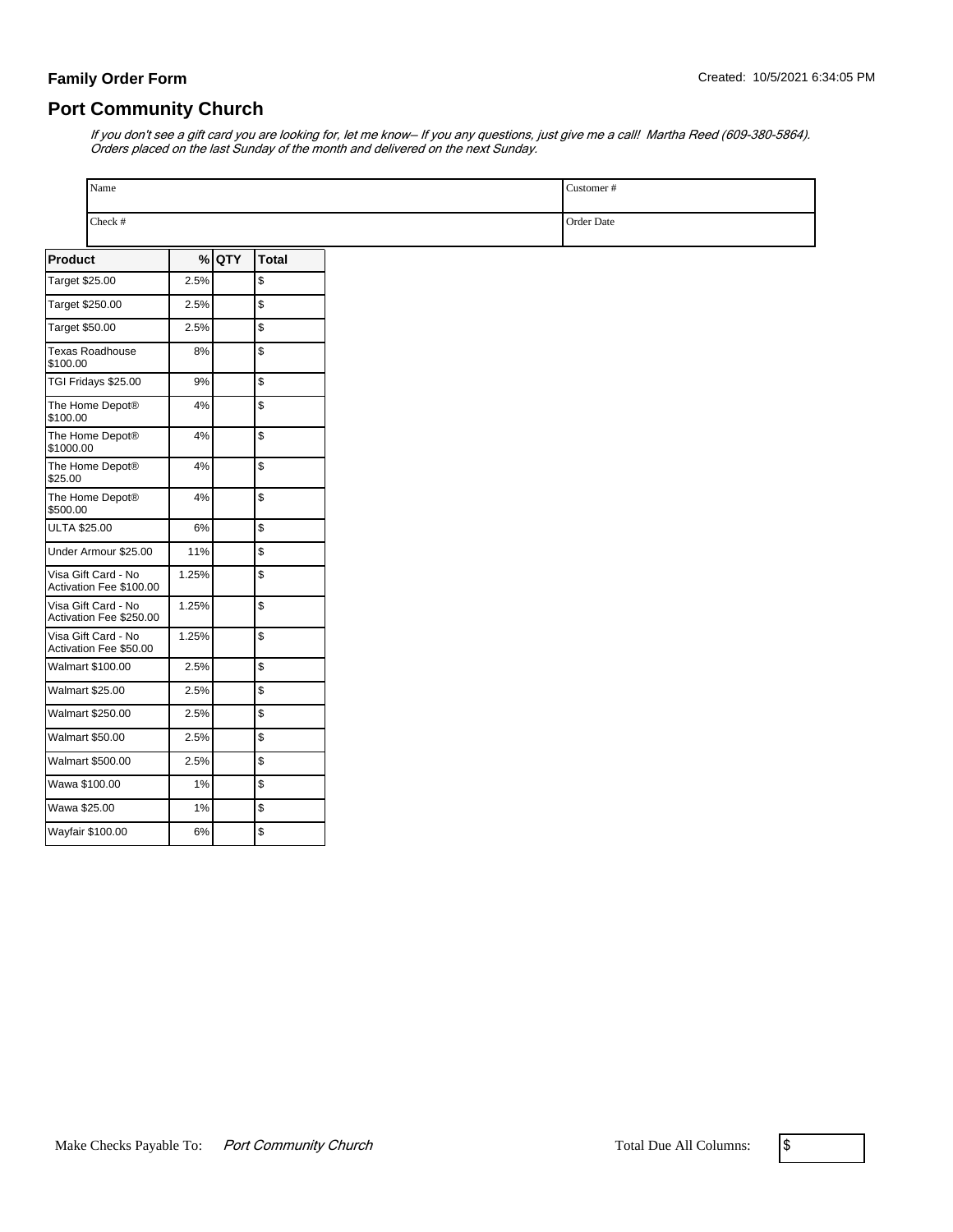**Family Order Form**

Created: 10/5/2021 6:34:05 PM

## Port Community Church

*If you don't see a gift card you are looking for, let me know-- If you any questions, just give me a call! Martha Reed (609-380-5864). Orders placed on the last Sunday of the month and delivered on the next Sunday.*

| | |
|---|---|
| Name | Customer # |
| Check # | Order Date |

| Product | % | QTY | Total |
|---|---|---|---|
| Target $25.00 | 2.5% | | $ |
| Target $250.00 | 2.5% | | $ |
| Target $50.00 | 2.5% | | $ |
| Texas Roadhouse $100.00 | 8% | | $ |
| TGI Fridays $25.00 | 9% | | $ |
| The Home Depot® $100.00 | 4% | | $ |
| The Home Depot® $1000.00 | 4% | | $ |
| The Home Depot® $25.00 | 4% | | $ |
| The Home Depot® $500.00 | 4% | | $ |
| ULTA $25.00 | 6% | | $ |
| Under Armour $25.00 | 11% | | $ |
| Visa Gift Card - No Activation Fee $100.00 | 1.25% | | $ |
| Visa Gift Card - No Activation Fee $250.00 | 1.25% | | $ |
| Visa Gift Card - No Activation Fee $50.00 | 1.25% | | $ |
| Walmart $100.00 | 2.5% | | $ |
| Walmart $25.00 | 2.5% | | $ |
| Walmart $250.00 | 2.5% | | $ |
| Walmart $50.00 | 2.5% | | $ |
| Walmart $500.00 | 2.5% | | $ |
| Wawa $100.00 | 1% | | $ |
| Wawa $25.00 | 1% | | $ |
| Wayfair $100.00 | 6% | | $ |

Make Checks Payable To: *Port Community Church*

Total Due All Columns: $